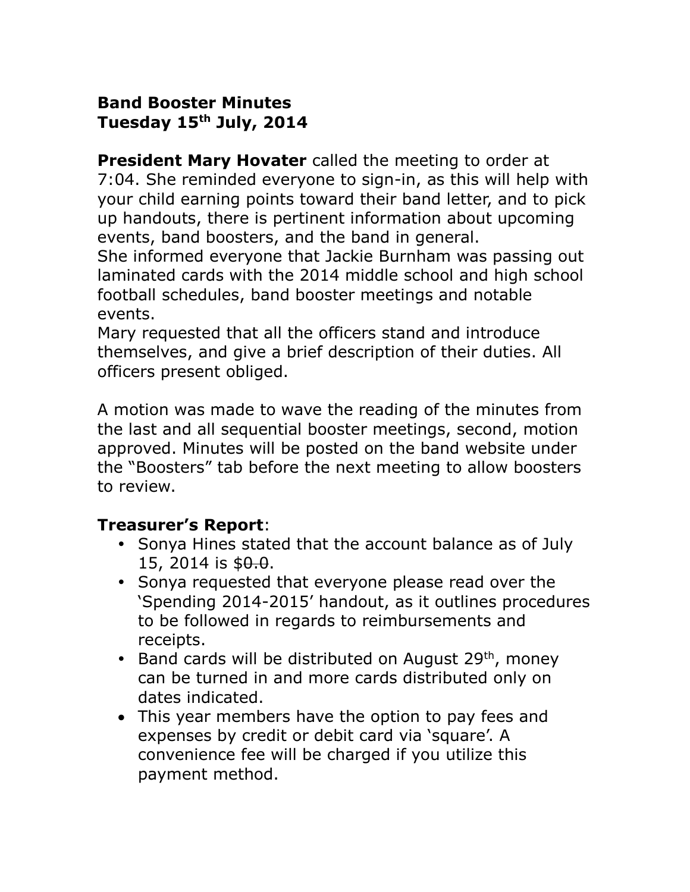**Band Booster Minutes**
**Tuesday 15th July, 2014**

**President Mary Hovater** called the meeting to order at 7:04. She reminded everyone to sign-in, as this will help with your child earning points toward their band letter, and to pick up handouts, there is pertinent information about upcoming events, band boosters, and the band in general.
She informed everyone that Jackie Burnham was passing out laminated cards with the 2014 middle school and high school football schedules, band booster meetings and notable events.
Mary requested that all the officers stand and introduce themselves, and give a brief description of their duties. All officers present obliged.

A motion was made to wave the reading of the minutes from the last and all sequential booster meetings, second, motion approved. Minutes will be posted on the band website under the "Boosters" tab before the next meeting to allow boosters to review.

**Treasurer's Report**:

- Sonya Hines stated that the account balance as of July 15, 2014 is $~~0.0~~.
- Sonya requested that everyone please read over the 'Spending 2014-2015' handout, as it outlines procedures to be followed in regards to reimbursements and receipts.
- Band cards will be distributed on August 29th, money can be turned in and more cards distributed only on dates indicated.
- This year members have the option to pay fees and expenses by credit or debit card via 'square'. A convenience fee will be charged if you utilize this payment method.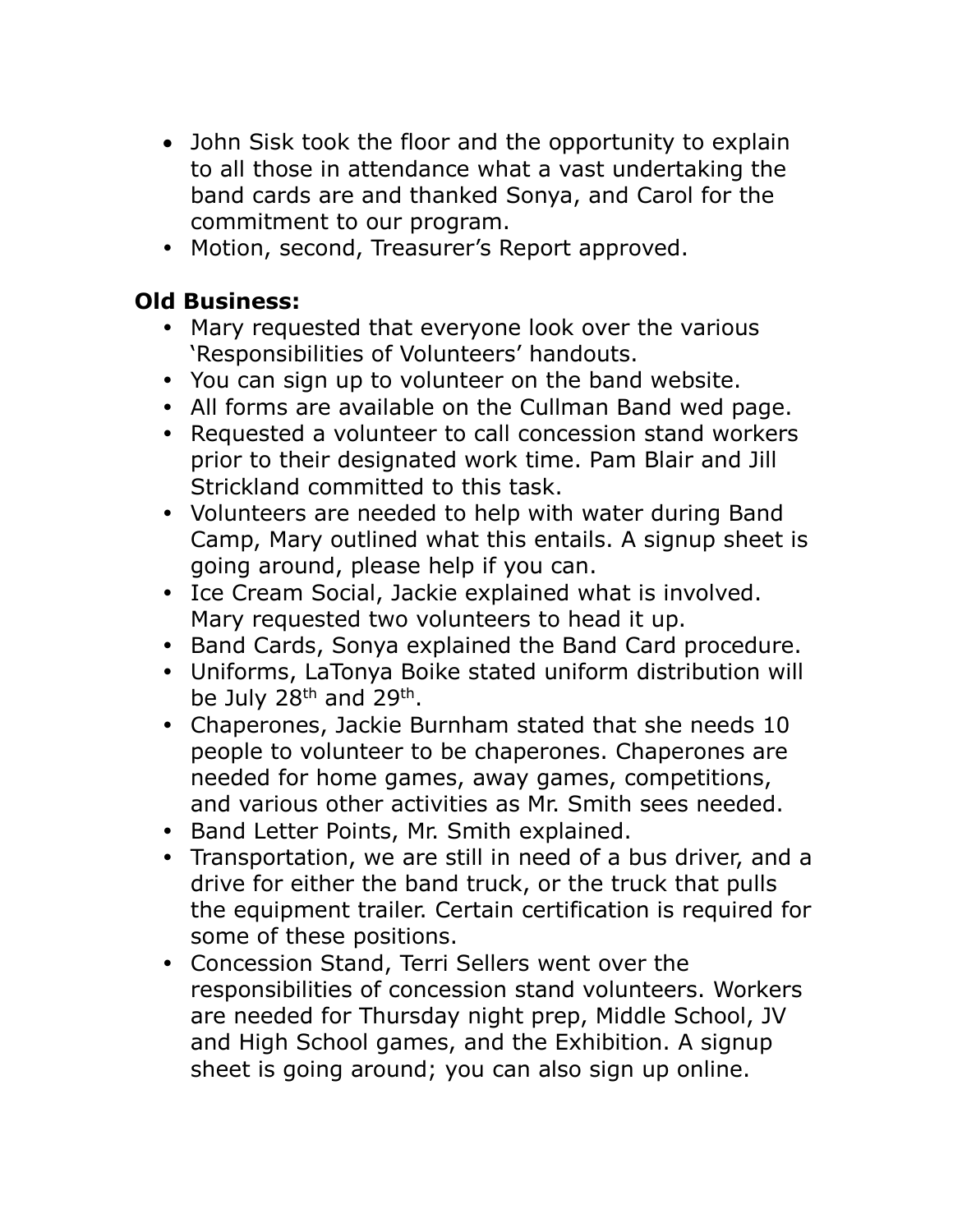- John Sisk took the floor and the opportunity to explain to all those in attendance what a vast undertaking the band cards are and thanked Sonya, and Carol for the commitment to our program.
- Motion, second, Treasurer's Report approved.

**Old Business:**

- Mary requested that everyone look over the various 'Responsibilities of Volunteers' handouts.
- You can sign up to volunteer on the band website.
- All forms are available on the Cullman Band wed page.
- Requested a volunteer to call concession stand workers prior to their designated work time. Pam Blair and Jill Strickland committed to this task.
- Volunteers are needed to help with water during Band Camp, Mary outlined what this entails. A signup sheet is going around, please help if you can.
- Ice Cream Social, Jackie explained what is involved. Mary requested two volunteers to head it up.
- Band Cards, Sonya explained the Band Card procedure.
- Uniforms, LaTonya Boike stated uniform distribution will be July 28th and 29th.
- Chaperones, Jackie Burnham stated that she needs 10 people to volunteer to be chaperones. Chaperones are needed for home games, away games, competitions, and various other activities as Mr. Smith sees needed.
- Band Letter Points, Mr. Smith explained.
- Transportation, we are still in need of a bus driver, and a drive for either the band truck, or the truck that pulls the equipment trailer. Certain certification is required for some of these positions.
- Concession Stand, Terri Sellers went over the responsibilities of concession stand volunteers. Workers are needed for Thursday night prep, Middle School, JV and High School games, and the Exhibition. A signup sheet is going around; you can also sign up online.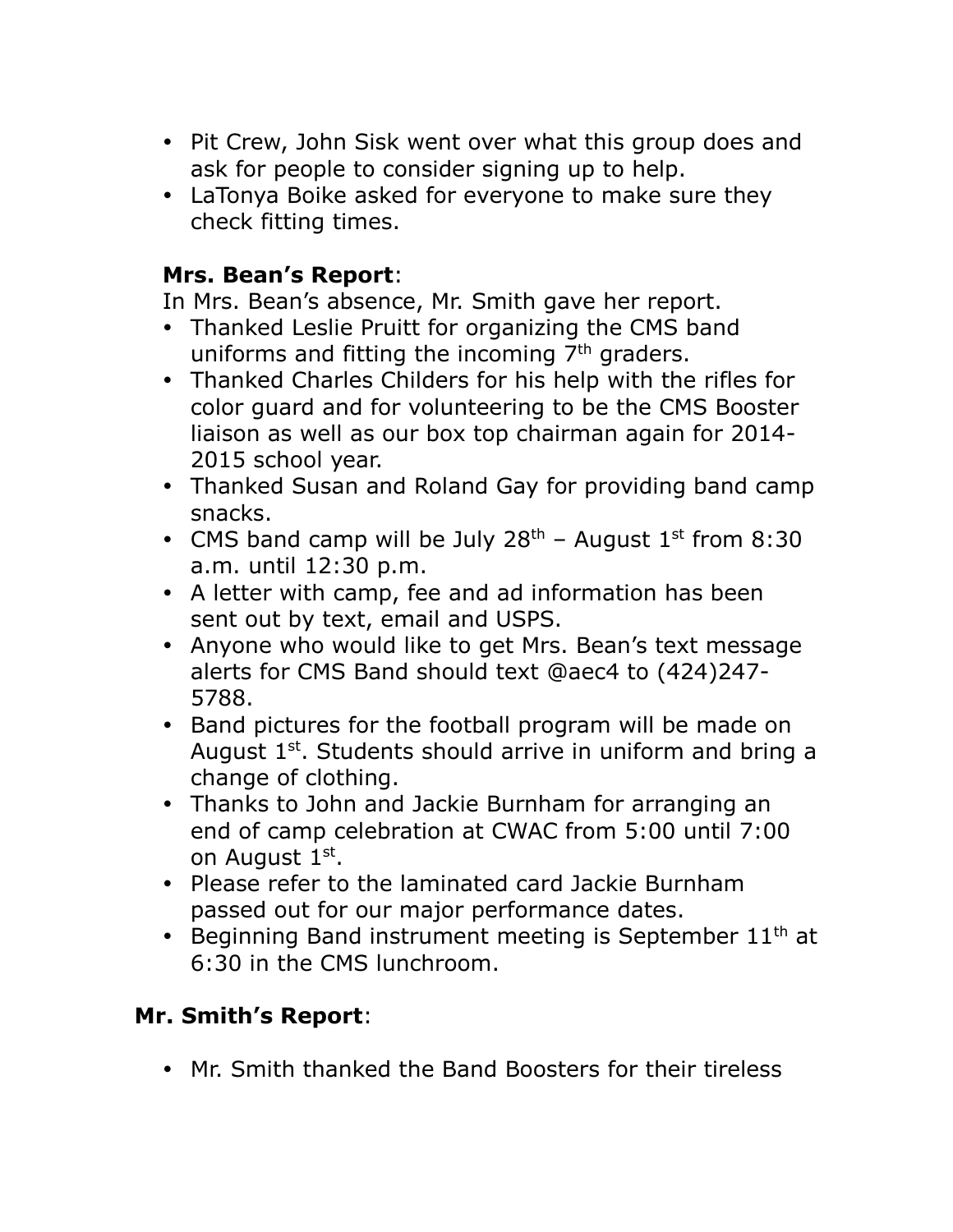- Pit Crew, John Sisk went over what this group does and ask for people to consider signing up to help.
- LaTonya Boike asked for everyone to make sure they check fitting times.

**Mrs. Bean's Report**:

In Mrs. Bean's absence, Mr. Smith gave her report.

- Thanked Leslie Pruitt for organizing the CMS band uniforms and fitting the incoming 7th graders.
- Thanked Charles Childers for his help with the rifles for color guard and for volunteering to be the CMS Booster liaison as well as our box top chairman again for 2014-2015 school year.
- Thanked Susan and Roland Gay for providing band camp snacks.
- CMS band camp will be July 28th – August 1st from 8:30 a.m. until 12:30 p.m.
- A letter with camp, fee and ad information has been sent out by text, email and USPS.
- Anyone who would like to get Mrs. Bean's text message alerts for CMS Band should text @aec4 to (424)247-5788.
- Band pictures for the football program will be made on August 1st. Students should arrive in uniform and bring a change of clothing.
- Thanks to John and Jackie Burnham for arranging an end of camp celebration at CWAC from 5:00 until 7:00 on August 1st.
- Please refer to the laminated card Jackie Burnham passed out for our major performance dates.
- Beginning Band instrument meeting is September 11th at 6:30 in the CMS lunchroom.

**Mr. Smith's Report**:

- Mr. Smith thanked the Band Boosters for their tireless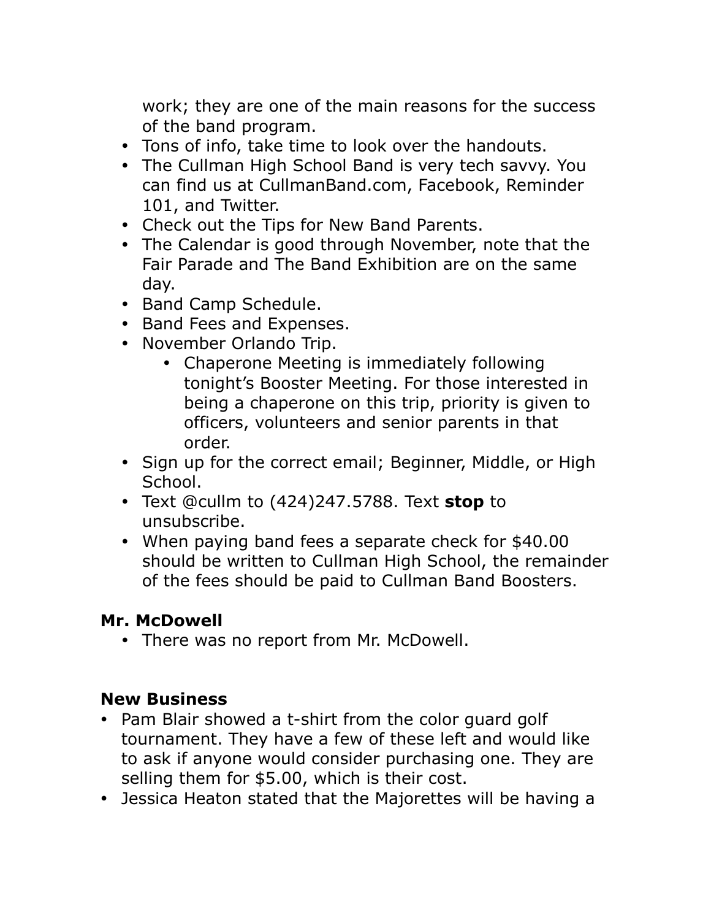work; they are one of the main reasons for the success of the band program.

- Tons of info, take time to look over the handouts.
- The Cullman High School Band is very tech savvy. You can find us at CullmanBand.com, Facebook, Reminder 101, and Twitter.
- Check out the Tips for New Band Parents.
- The Calendar is good through November, note that the Fair Parade and The Band Exhibition are on the same day.
- Band Camp Schedule.
- Band Fees and Expenses.
- November Orlando Trip.
    - Chaperone Meeting is immediately following tonight's Booster Meeting. For those interested in being a chaperone on this trip, priority is given to officers, volunteers and senior parents in that order.
- Sign up for the correct email; Beginner, Middle, or High School.
- Text @cullm to (424)247.5788. Text **stop** to unsubscribe.
- When paying band fees a separate check for $40.00 should be written to Cullman High School, the remainder of the fees should be paid to Cullman Band Boosters.

### Mr. McDowell

- There was no report from Mr. McDowell.

### New Business

- Pam Blair showed a t-shirt from the color guard golf tournament. They have a few of these left and would like to ask if anyone would consider purchasing one. They are selling them for $5.00, which is their cost.
- Jessica Heaton stated that the Majorettes will be having a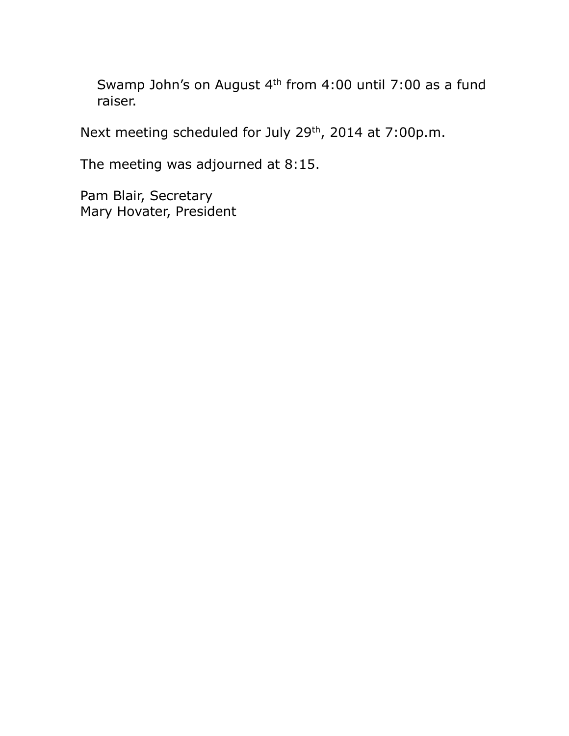Swamp John's on August 4th from 4:00 until 7:00 as a fund raiser.

Next meeting scheduled for July 29th, 2014 at 7:00p.m.

The meeting was adjourned at 8:15.

Pam Blair, Secretary
Mary Hovater, President